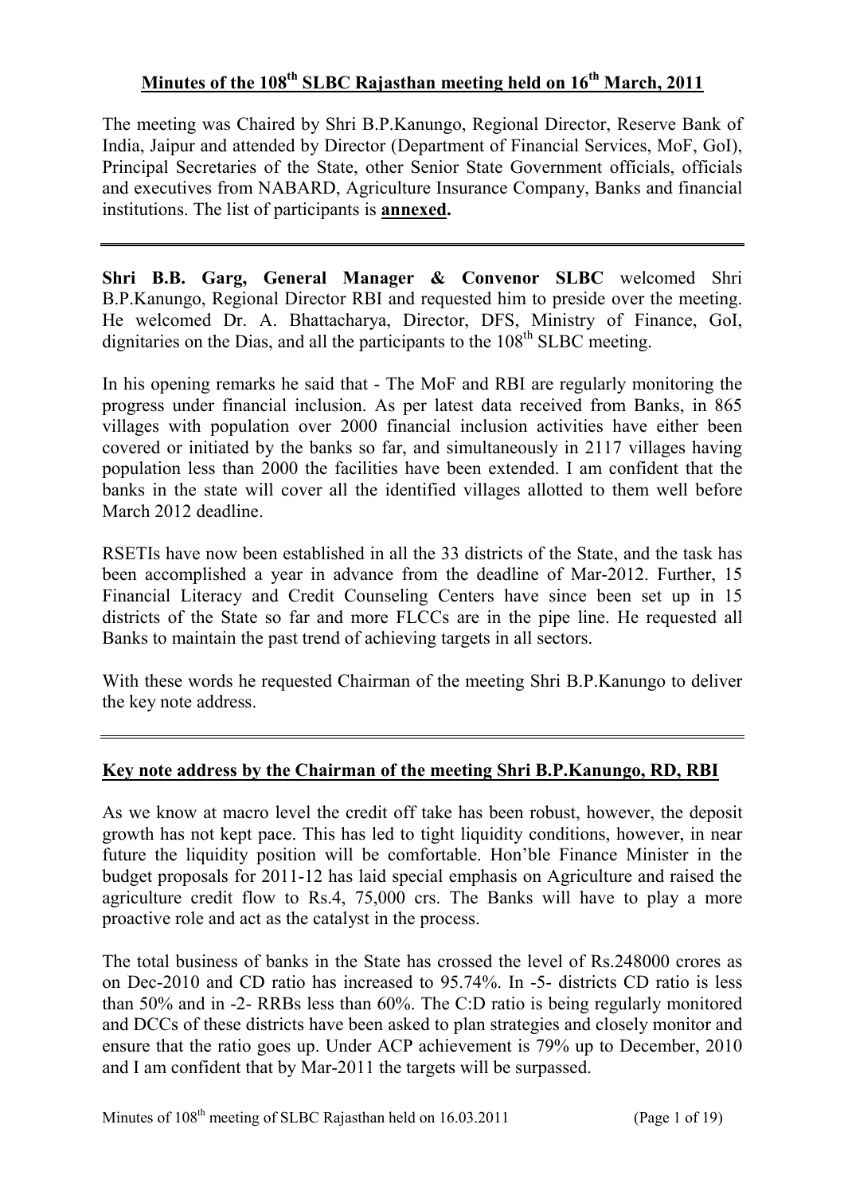# Minutes of the 108th SLBC Rajasthan meeting held on 16th March, 2011

The meeting was Chaired by Shri B.P.Kanungo, Regional Director, Reserve Bank of India, Jaipur and attended by Director (Department of Financial Services, MoF, GoI), Principal Secretaries of the State, other Senior State Government officials, officials and executives from NABARD, Agriculture Insurance Company, Banks and financial institutions. The list of participants is **annexed.**

---

**Shri B.B. Garg, General Manager & Convenor SLBC** welcomed Shri B.P.Kanungo, Regional Director RBI and requested him to preside over the meeting. He welcomed Dr. A. Bhattacharya, Director, DFS, Ministry of Finance, GoI, dignitaries on the Dias, and all the participants to the 108th SLBC meeting.

In his opening remarks he said that - The MoF and RBI are regularly monitoring the progress under financial inclusion. As per latest data received from Banks, in 865 villages with population over 2000 financial inclusion activities have either been covered or initiated by the banks so far, and simultaneously in 2117 villages having population less than 2000 the facilities have been extended. I am confident that the banks in the state will cover all the identified villages allotted to them well before March 2012 deadline.

RSETIs have now been established in all the 33 districts of the State, and the task has been accomplished a year in advance from the deadline of Mar-2012. Further, 15 Financial Literacy and Credit Counseling Centers have since been set up in 15 districts of the State so far and more FLCCs are in the pipe line. He requested all Banks to maintain the past trend of achieving targets in all sectors.

With these words he requested Chairman of the meeting Shri B.P.Kanungo to deliver the key note address.

---

## Key note address by the Chairman of the meeting Shri B.P.Kanungo, RD, RBI

As we know at macro level the credit off take has been robust, however, the deposit growth has not kept pace. This has led to tight liquidity conditions, however, in near future the liquidity position will be comfortable. Hon'ble Finance Minister in the budget proposals for 2011-12 has laid special emphasis on Agriculture and raised the agriculture credit flow to Rs.4, 75,000 crs. The Banks will have to play a more proactive role and act as the catalyst in the process.

The total business of banks in the State has crossed the level of Rs.248000 crores as on Dec-2010 and CD ratio has increased to 95.74%. In -5- districts CD ratio is less than 50% and in -2- RRBs less than 60%. The C:D ratio is being regularly monitored and DCCs of these districts have been asked to plan strategies and closely monitor and ensure that the ratio goes up. Under ACP achievement is 79% up to December, 2010 and I am confident that by Mar-2011 the targets will be surpassed.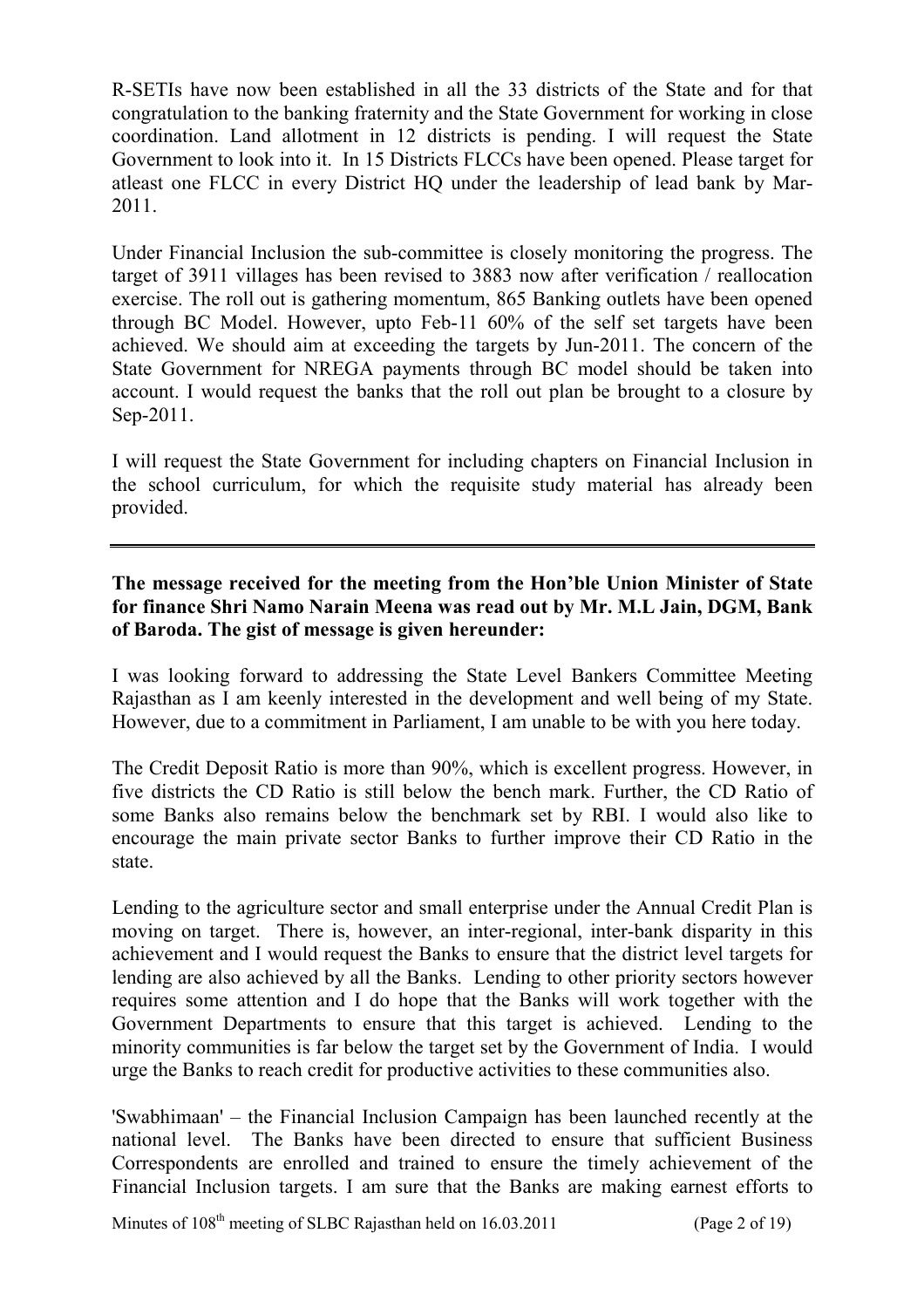R-SETIs have now been established in all the 33 districts of the State and for that congratulation to the banking fraternity and the State Government for working in close coordination. Land allotment in 12 districts is pending. I will request the State Government to look into it. In 15 Districts FLCCs have been opened. Please target for atleast one FLCC in every District HQ under the leadership of lead bank by Mar-2011.

Under Financial Inclusion the sub-committee is closely monitoring the progress. The target of 3911 villages has been revised to 3883 now after verification / reallocation exercise. The roll out is gathering momentum, 865 Banking outlets have been opened through BC Model. However, upto Feb-11 60% of the self set targets have been achieved. We should aim at exceeding the targets by Jun-2011. The concern of the State Government for NREGA payments through BC model should be taken into account. I would request the banks that the roll out plan be brought to a closure by Sep-2011.

I will request the State Government for including chapters on Financial Inclusion in the school curriculum, for which the requisite study material has already been provided.

---

**The message received for the meeting from the Hon'ble Union Minister of State for finance Shri Namo Narain Meena was read out by Mr. M.L Jain, DGM, Bank of Baroda. The gist of message is given hereunder:**

I was looking forward to addressing the State Level Bankers Committee Meeting Rajasthan as I am keenly interested in the development and well being of my State. However, due to a commitment in Parliament, I am unable to be with you here today.

The Credit Deposit Ratio is more than 90%, which is excellent progress. However, in five districts the CD Ratio is still below the bench mark. Further, the CD Ratio of some Banks also remains below the benchmark set by RBI. I would also like to encourage the main private sector Banks to further improve their CD Ratio in the state.

Lending to the agriculture sector and small enterprise under the Annual Credit Plan is moving on target. There is, however, an inter-regional, inter-bank disparity in this achievement and I would request the Banks to ensure that the district level targets for lending are also achieved by all the Banks. Lending to other priority sectors however requires some attention and I do hope that the Banks will work together with the Government Departments to ensure that this target is achieved. Lending to the minority communities is far below the target set by the Government of India. I would urge the Banks to reach credit for productive activities to these communities also.

'Swabhimaan' – the Financial Inclusion Campaign has been launched recently at the national level. The Banks have been directed to ensure that sufficient Business Correspondents are enrolled and trained to ensure the timely achievement of the Financial Inclusion targets. I am sure that the Banks are making earnest efforts to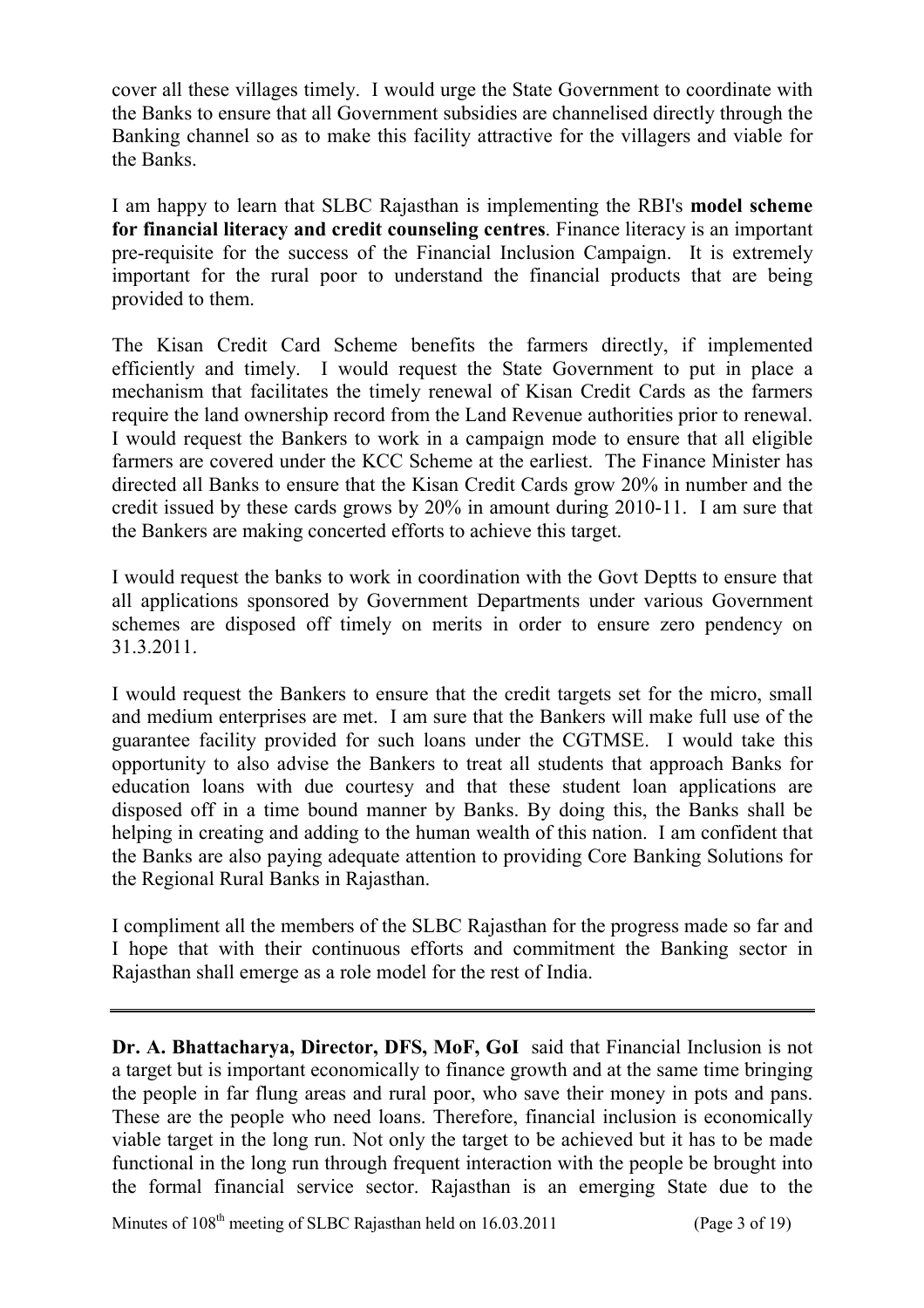cover all these villages timely. I would urge the State Government to coordinate with the Banks to ensure that all Government subsidies are channelised directly through the Banking channel so as to make this facility attractive for the villagers and viable for the Banks.

I am happy to learn that SLBC Rajasthan is implementing the RBI's **model scheme for financial literacy and credit counseling centres**. Finance literacy is an important pre-requisite for the success of the Financial Inclusion Campaign. It is extremely important for the rural poor to understand the financial products that are being provided to them.

The Kisan Credit Card Scheme benefits the farmers directly, if implemented efficiently and timely. I would request the State Government to put in place a mechanism that facilitates the timely renewal of Kisan Credit Cards as the farmers require the land ownership record from the Land Revenue authorities prior to renewal. I would request the Bankers to work in a campaign mode to ensure that all eligible farmers are covered under the KCC Scheme at the earliest. The Finance Minister has directed all Banks to ensure that the Kisan Credit Cards grow 20% in number and the credit issued by these cards grows by 20% in amount during 2010-11. I am sure that the Bankers are making concerted efforts to achieve this target.

I would request the banks to work in coordination with the Govt Deptts to ensure that all applications sponsored by Government Departments under various Government schemes are disposed off timely on merits in order to ensure zero pendency on 31.3.2011.

I would request the Bankers to ensure that the credit targets set for the micro, small and medium enterprises are met. I am sure that the Bankers will make full use of the guarantee facility provided for such loans under the CGTMSE. I would take this opportunity to also advise the Bankers to treat all students that approach Banks for education loans with due courtesy and that these student loan applications are disposed off in a time bound manner by Banks. By doing this, the Banks shall be helping in creating and adding to the human wealth of this nation. I am confident that the Banks are also paying adequate attention to providing Core Banking Solutions for the Regional Rural Banks in Rajasthan.

I compliment all the members of the SLBC Rajasthan for the progress made so far and I hope that with their continuous efforts and commitment the Banking sector in Rajasthan shall emerge as a role model for the rest of India.

---

**Dr. A. Bhattacharya, Director, DFS, MoF, GoI** said that Financial Inclusion is not a target but is important economically to finance growth and at the same time bringing the people in far flung areas and rural poor, who save their money in pots and pans. These are the people who need loans. Therefore, financial inclusion is economically viable target in the long run. Not only the target to be achieved but it has to be made functional in the long run through frequent interaction with the people be brought into the formal financial service sector. Rajasthan is an emerging State due to the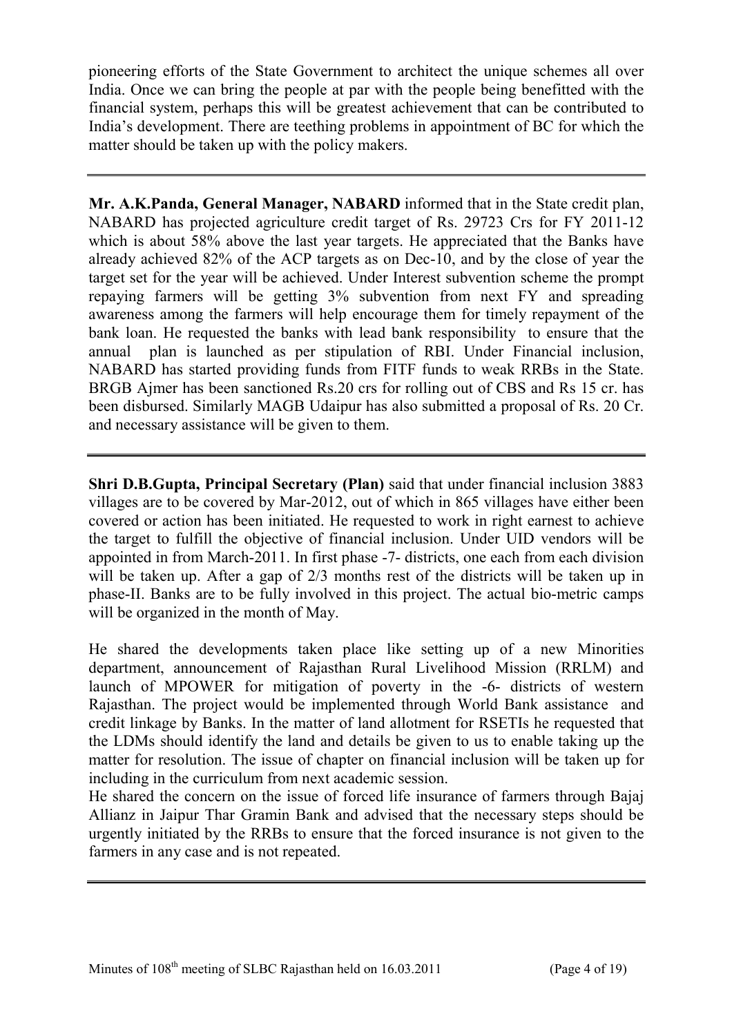pioneering efforts of the State Government to architect the unique schemes all over India. Once we can bring the people at par with the people being benefitted with the financial system, perhaps this will be greatest achievement that can be contributed to India's development. There are teething problems in appointment of BC for which the matter should be taken up with the policy makers.

---

**Mr. A.K.Panda, General Manager, NABARD** informed that in the State credit plan, NABARD has projected agriculture credit target of Rs. 29723 Crs for FY 2011-12 which is about 58% above the last year targets. He appreciated that the Banks have already achieved 82% of the ACP targets as on Dec-10, and by the close of year the target set for the year will be achieved. Under Interest subvention scheme the prompt repaying farmers will be getting 3% subvention from next FY and spreading awareness among the farmers will help encourage them for timely repayment of the bank loan. He requested the banks with lead bank responsibility to ensure that the annual plan is launched as per stipulation of RBI. Under Financial inclusion, NABARD has started providing funds from FITF funds to weak RRBs in the State. BRGB Ajmer has been sanctioned Rs.20 crs for rolling out of CBS and Rs 15 cr. has been disbursed. Similarly MAGB Udaipur has also submitted a proposal of Rs. 20 Cr. and necessary assistance will be given to them.

---

**Shri D.B.Gupta, Principal Secretary (Plan)** said that under financial inclusion 3883 villages are to be covered by Mar-2012, out of which in 865 villages have either been covered or action has been initiated. He requested to work in right earnest to achieve the target to fulfill the objective of financial inclusion. Under UID vendors will be appointed in from March-2011. In first phase -7- districts, one each from each division will be taken up. After a gap of 2/3 months rest of the districts will be taken up in phase-II. Banks are to be fully involved in this project. The actual bio-metric camps will be organized in the month of May.

He shared the developments taken place like setting up of a new Minorities department, announcement of Rajasthan Rural Livelihood Mission (RRLM) and launch of MPOWER for mitigation of poverty in the -6- districts of western Rajasthan. The project would be implemented through World Bank assistance and credit linkage by Banks. In the matter of land allotment for RSETIs he requested that the LDMs should identify the land and details be given to us to enable taking up the matter for resolution. The issue of chapter on financial inclusion will be taken up for including in the curriculum from next academic session.

He shared the concern on the issue of forced life insurance of farmers through Bajaj Allianz in Jaipur Thar Gramin Bank and advised that the necessary steps should be urgently initiated by the RRBs to ensure that the forced insurance is not given to the farmers in any case and is not repeated.

---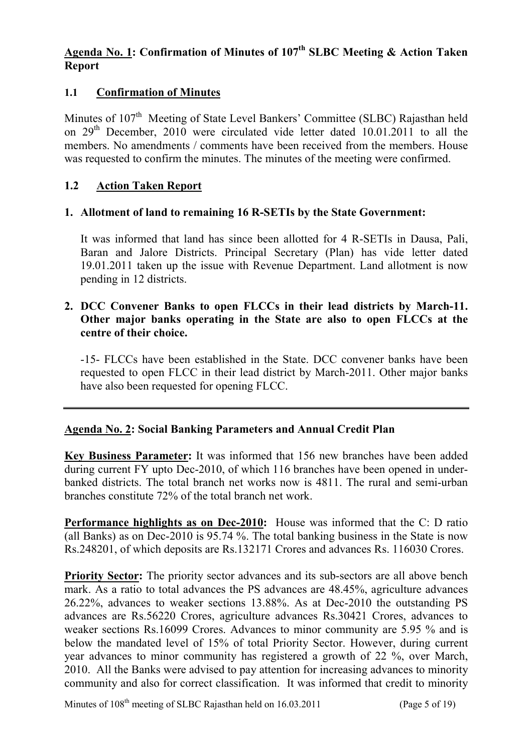## Agenda No. 1: Confirmation of Minutes of 107th SLBC Meeting & Action Taken Report

### 1.1 Confirmation of Minutes

Minutes of 107th Meeting of State Level Bankers' Committee (SLBC) Rajasthan held on 29th December, 2010 were circulated vide letter dated 10.01.2011 to all the members. No amendments / comments have been received from the members. House was requested to confirm the minutes. The minutes of the meeting were confirmed.

### 1.2 Action Taken Report

**1. Allotment of land to remaining 16 R-SETIs by the State Government:**

It was informed that land has since been allotted for 4 R-SETIs in Dausa, Pali, Baran and Jalore Districts. Principal Secretary (Plan) has vide letter dated 19.01.2011 taken up the issue with Revenue Department. Land allotment is now pending in 12 districts.

**2. DCC Convener Banks to open FLCCs in their lead districts by March-11. Other major banks operating in the State are also to open FLCCs at the centre of their choice.**

-15- FLCCs have been established in the State. DCC convener banks have been requested to open FLCC in their lead district by March-2011. Other major banks have also been requested for opening FLCC.

---

## Agenda No. 2: Social Banking Parameters and Annual Credit Plan

**Key Business Parameter:** It was informed that 156 new branches have been added during current FY upto Dec-2010, of which 116 branches have been opened in under-banked districts. The total branch net works now is 4811. The rural and semi-urban branches constitute 72% of the total branch net work.

**Performance highlights as on Dec-2010:** House was informed that the C: D ratio (all Banks) as on Dec-2010 is 95.74 %. The total banking business in the State is now Rs.248201, of which deposits are Rs.132171 Crores and advances Rs. 116030 Crores.

**Priority Sector:** The priority sector advances and its sub-sectors are all above bench mark. As a ratio to total advances the PS advances are 48.45%, agriculture advances 26.22%, advances to weaker sections 13.88%. As at Dec-2010 the outstanding PS advances are Rs.56220 Crores, agriculture advances Rs.30421 Crores, advances to weaker sections Rs.16099 Crores. Advances to minor community are 5.95 % and is below the mandated level of 15% of total Priority Sector. However, during current year advances to minor community has registered a growth of 22 %, over March, 2010. All the Banks were advised to pay attention for increasing advances to minority community and also for correct classification. It was informed that credit to minority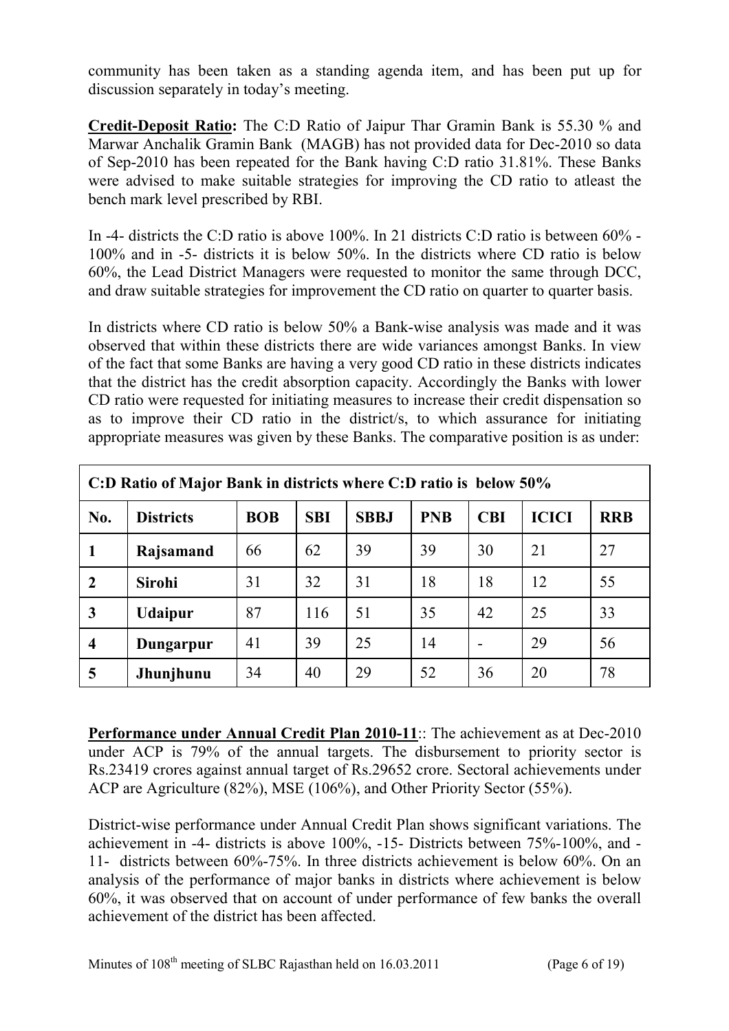community has been taken as a standing agenda item, and has been put up for discussion separately in today's meeting.

**Credit-Deposit Ratio:** The C:D Ratio of Jaipur Thar Gramin Bank is 55.30 % and Marwar Anchalik Gramin Bank (MAGB) has not provided data for Dec-2010 so data of Sep-2010 has been repeated for the Bank having C:D ratio 31.81%. These Banks were advised to make suitable strategies for improving the CD ratio to atleast the bench mark level prescribed by RBI.

In -4- districts the C:D ratio is above 100%. In 21 districts C:D ratio is between 60% - 100% and in -5- districts it is below 50%. In the districts where CD ratio is below 60%, the Lead District Managers were requested to monitor the same through DCC, and draw suitable strategies for improvement the CD ratio on quarter to quarter basis.

In districts where CD ratio is below 50% a Bank-wise analysis was made and it was observed that within these districts there are wide variances amongst Banks. In view of the fact that some Banks are having a very good CD ratio in these districts indicates that the district has the credit absorption capacity. Accordingly the Banks with lower CD ratio were requested for initiating measures to increase their credit dispensation so as to improve their CD ratio in the district/s, to which assurance for initiating appropriate measures was given by these Banks. The comparative position is as under:

**C:D Ratio of Major Bank in districts where C:D ratio is below 50%**

| No. | Districts | BOB | SBI | SBBJ | PNB | CBI | ICICI | RRB |
|---|---|---|---|---|---|---|---|---|
| 1 | **Rajsamand** | 66 | 62 | 39 | 39 | 30 | 21 | 27 |
| 2 | **Sirohi** | 31 | 32 | 31 | 18 | 18 | 12 | 55 |
| 3 | **Udaipur** | 87 | 116 | 51 | 35 | 42 | 25 | 33 |
| 4 | **Dungarpur** | 41 | 39 | 25 | 14 | - | 29 | 56 |
| 5 | **Jhunjhunu** | 34 | 40 | 29 | 52 | 36 | 20 | 78 |

**Performance under Annual Credit Plan 2010-11**:: The achievement as at Dec-2010 under ACP is 79% of the annual targets. The disbursement to priority sector is Rs.23419 crores against annual target of Rs.29652 crore. Sectoral achievements under ACP are Agriculture (82%), MSE (106%), and Other Priority Sector (55%).

District-wise performance under Annual Credit Plan shows significant variations. The achievement in -4- districts is above 100%, -15- Districts between 75%-100%, and -11- districts between 60%-75%. In three districts achievement is below 60%. On an analysis of the performance of major banks in districts where achievement is below 60%, it was observed that on account of under performance of few banks the overall achievement of the district has been affected.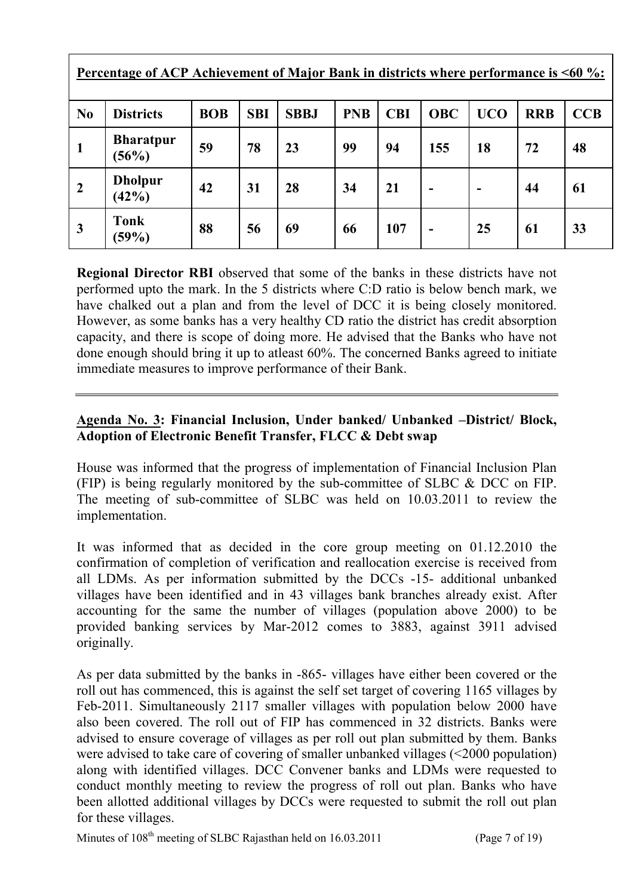| **Percentage of ACP Achievement of Major Bank in districts where performance is <60 %:** | | | | | | | | | | |
|---|---|---|---|---|---|---|---|---|---|---|
| **No** | **Districts** | **BOB** | **SBI** | **SBBJ** | **PNB** | **CBI** | **OBC** | **UCO** | **RRB** | **CCB** |
| **1** | **Bharatpur (56%)** | **59** | **78** | **23** | **99** | **94** | **155** | **18** | **72** | **48** |
| **2** | **Dholpur (42%)** | **42** | **31** | **28** | **34** | **21** | **-** | **-** | **44** | **61** |
| **3** | **Tonk (59%)** | **88** | **56** | **69** | **66** | **107** | **-** | **25** | **61** | **33** |

**Regional Director RBI** observed that some of the banks in these districts have not performed upto the mark. In the 5 districts where C:D ratio is below bench mark, we have chalked out a plan and from the level of DCC it is being closely monitored. However, as some banks has a very healthy CD ratio the district has credit absorption capacity, and there is scope of doing more. He advised that the Banks who have not done enough should bring it up to atleast 60%. The concerned Banks agreed to initiate immediate measures to improve performance of their Bank.

---

**Agenda No. 3: Financial Inclusion, Under banked/ Unbanked –District/ Block, Adoption of Electronic Benefit Transfer, FLCC & Debt swap**

House was informed that the progress of implementation of Financial Inclusion Plan (FIP) is being regularly monitored by the sub-committee of SLBC & DCC on FIP. The meeting of sub-committee of SLBC was held on 10.03.2011 to review the implementation.

It was informed that as decided in the core group meeting on 01.12.2010 the confirmation of completion of verification and reallocation exercise is received from all LDMs. As per information submitted by the DCCs -15- additional unbanked villages have been identified and in 43 villages bank branches already exist. After accounting for the same the number of villages (population above 2000) to be provided banking services by Mar-2012 comes to 3883, against 3911 advised originally.

As per data submitted by the banks in -865- villages have either been covered or the roll out has commenced, this is against the self set target of covering 1165 villages by Feb-2011. Simultaneously 2117 smaller villages with population below 2000 have also been covered. The roll out of FIP has commenced in 32 districts. Banks were advised to ensure coverage of villages as per roll out plan submitted by them. Banks were advised to take care of covering of smaller unbanked villages (<2000 population) along with identified villages. DCC Convener banks and LDMs were requested to conduct monthly meeting to review the progress of roll out plan. Banks who have been allotted additional villages by DCCs were requested to submit the roll out plan for these villages.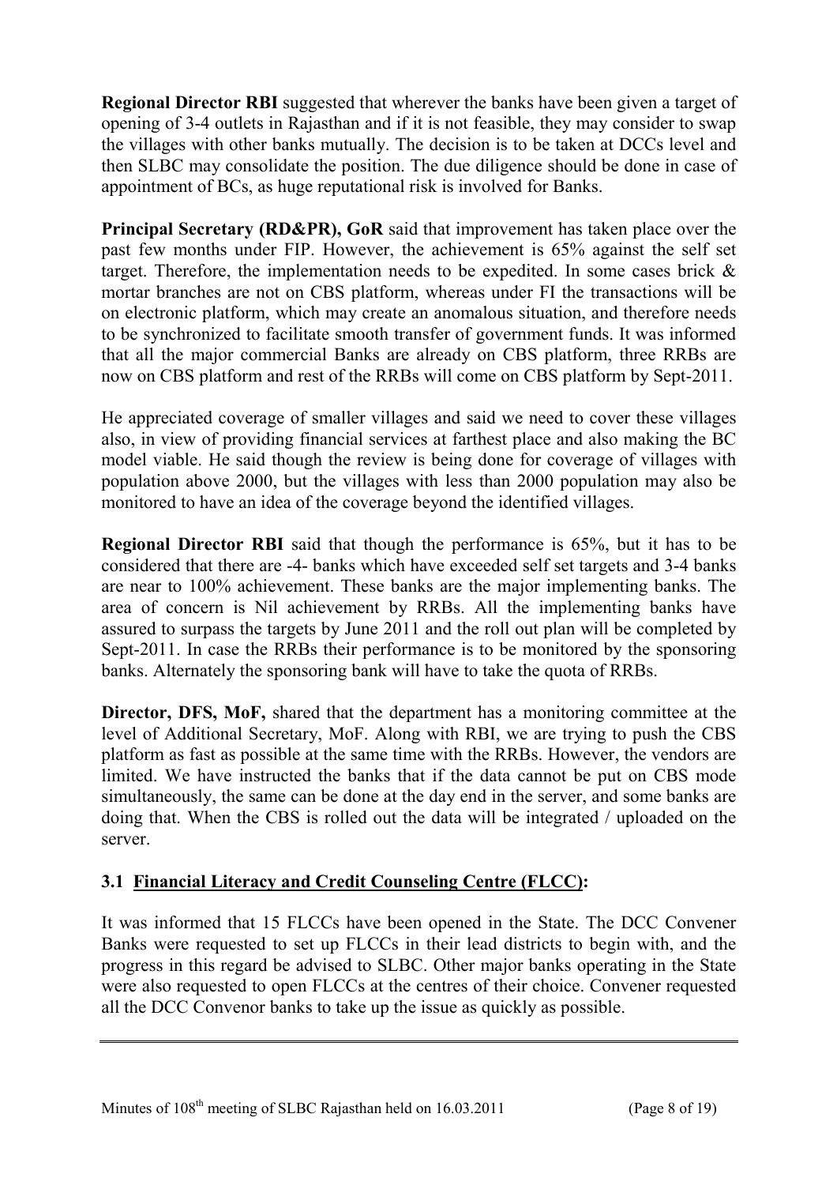**Regional Director RBI** suggested that wherever the banks have been given a target of opening of 3-4 outlets in Rajasthan and if it is not feasible, they may consider to swap the villages with other banks mutually. The decision is to be taken at DCCs level and then SLBC may consolidate the position. The due diligence should be done in case of appointment of BCs, as huge reputational risk is involved for Banks.

**Principal Secretary (RD&PR), GoR** said that improvement has taken place over the past few months under FIP. However, the achievement is 65% against the self set target. Therefore, the implementation needs to be expedited. In some cases brick & mortar branches are not on CBS platform, whereas under FI the transactions will be on electronic platform, which may create an anomalous situation, and therefore needs to be synchronized to facilitate smooth transfer of government funds. It was informed that all the major commercial Banks are already on CBS platform, three RRBs are now on CBS platform and rest of the RRBs will come on CBS platform by Sept-2011.

He appreciated coverage of smaller villages and said we need to cover these villages also, in view of providing financial services at farthest place and also making the BC model viable. He said though the review is being done for coverage of villages with population above 2000, but the villages with less than 2000 population may also be monitored to have an idea of the coverage beyond the identified villages.

**Regional Director RBI** said that though the performance is 65%, but it has to be considered that there are -4- banks which have exceeded self set targets and 3-4 banks are near to 100% achievement. These banks are the major implementing banks. The area of concern is Nil achievement by RRBs. All the implementing banks have assured to surpass the targets by June 2011 and the roll out plan will be completed by Sept-2011. In case the RRBs their performance is to be monitored by the sponsoring banks. Alternately the sponsoring bank will have to take the quota of RRBs.

**Director, DFS, MoF,** shared that the department has a monitoring committee at the level of Additional Secretary, MoF. Along with RBI, we are trying to push the CBS platform as fast as possible at the same time with the RRBs. However, the vendors are limited. We have instructed the banks that if the data cannot be put on CBS mode simultaneously, the same can be done at the day end in the server, and some banks are doing that. When the CBS is rolled out the data will be integrated / uploaded on the server.

### 3.1 Financial Literacy and Credit Counseling Centre (FLCC):

It was informed that 15 FLCCs have been opened in the State. The DCC Convener Banks were requested to set up FLCCs in their lead districts to begin with, and the progress in this regard be advised to SLBC. Other major banks operating in the State were also requested to open FLCCs at the centres of their choice. Convener requested all the DCC Convenor banks to take up the issue as quickly as possible.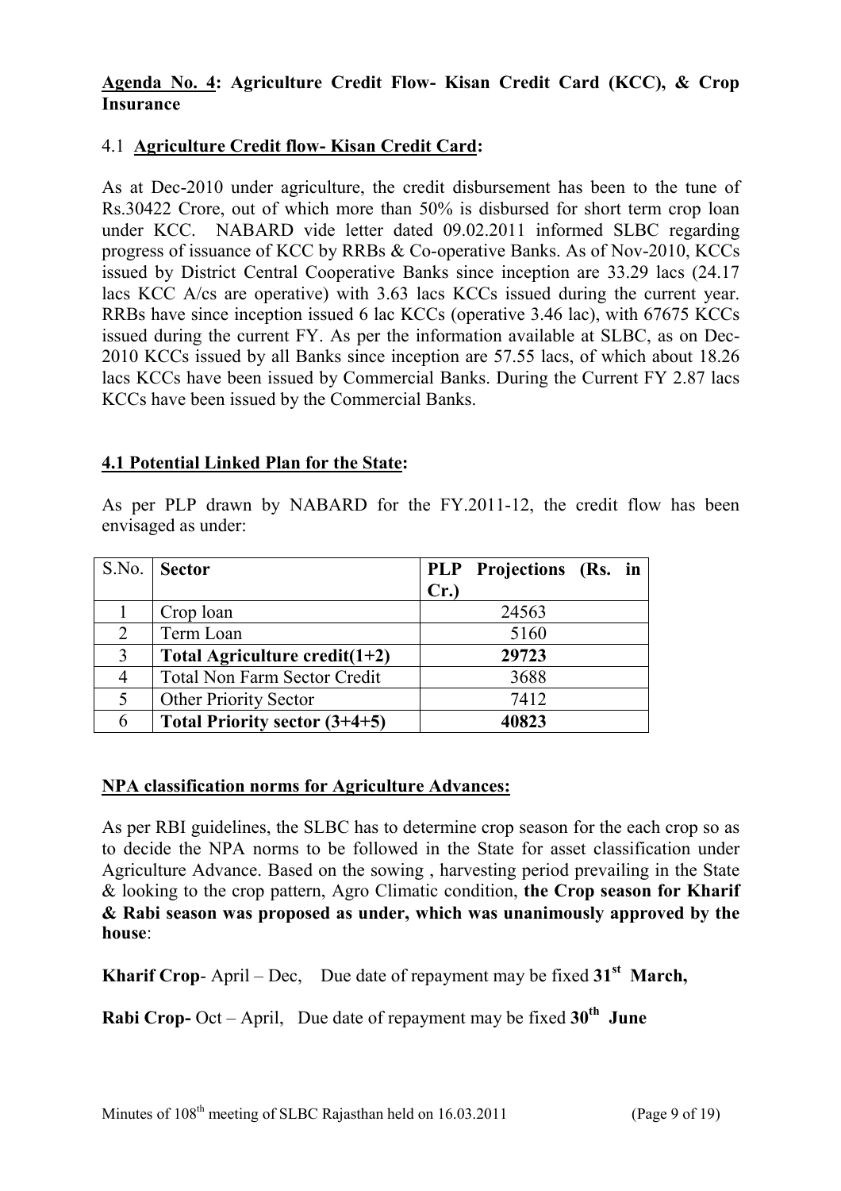**Agenda No. 4: Agriculture Credit Flow- Kisan Credit Card (KCC), & Crop Insurance**

4.1 **Agriculture Credit flow- Kisan Credit Card:**

As at Dec-2010 under agriculture, the credit disbursement has been to the tune of Rs.30422 Crore, out of which more than 50% is disbursed for short term crop loan under KCC. NABARD vide letter dated 09.02.2011 informed SLBC regarding progress of issuance of KCC by RRBs & Co-operative Banks. As of Nov-2010, KCCs issued by District Central Cooperative Banks since inception are 33.29 lacs (24.17 lacs KCC A/cs are operative) with 3.63 lacs KCCs issued during the current year. RRBs have since inception issued 6 lac KCCs (operative 3.46 lac), with 67675 KCCs issued during the current FY. As per the information available at SLBC, as on Dec-2010 KCCs issued by all Banks since inception are 57.55 lacs, of which about 18.26 lacs KCCs have been issued by Commercial Banks. During the Current FY 2.87 lacs KCCs have been issued by the Commercial Banks.

**4.1 Potential Linked Plan for the State:**

As per PLP drawn by NABARD for the FY.2011-12, the credit flow has been envisaged as under:

| S.No. | **Sector** | **PLP Projections (Rs. in Cr.)** |
|---|---|---|
| 1 | Crop loan | 24563 |
| 2 | Term Loan | 5160 |
| 3 | **Total Agriculture credit(1+2)** | **29723** |
| 4 | Total Non Farm Sector Credit | 3688 |
| 5 | Other Priority Sector | 7412 |
| 6 | **Total Priority sector (3+4+5)** | **40823** |

**NPA classification norms for Agriculture Advances:**

As per RBI guidelines, the SLBC has to determine crop season for the each crop so as to decide the NPA norms to be followed in the State for asset classification under Agriculture Advance. Based on the sowing , harvesting period prevailing in the State & looking to the crop pattern, Agro Climatic condition, **the Crop season for Kharif & Rabi season was proposed as under, which was unanimously approved by the house**:

**Kharif Crop**- April – Dec, Due date of repayment may be fixed **31st March,**

**Rabi Crop-** Oct – April, Due date of repayment may be fixed **30th June**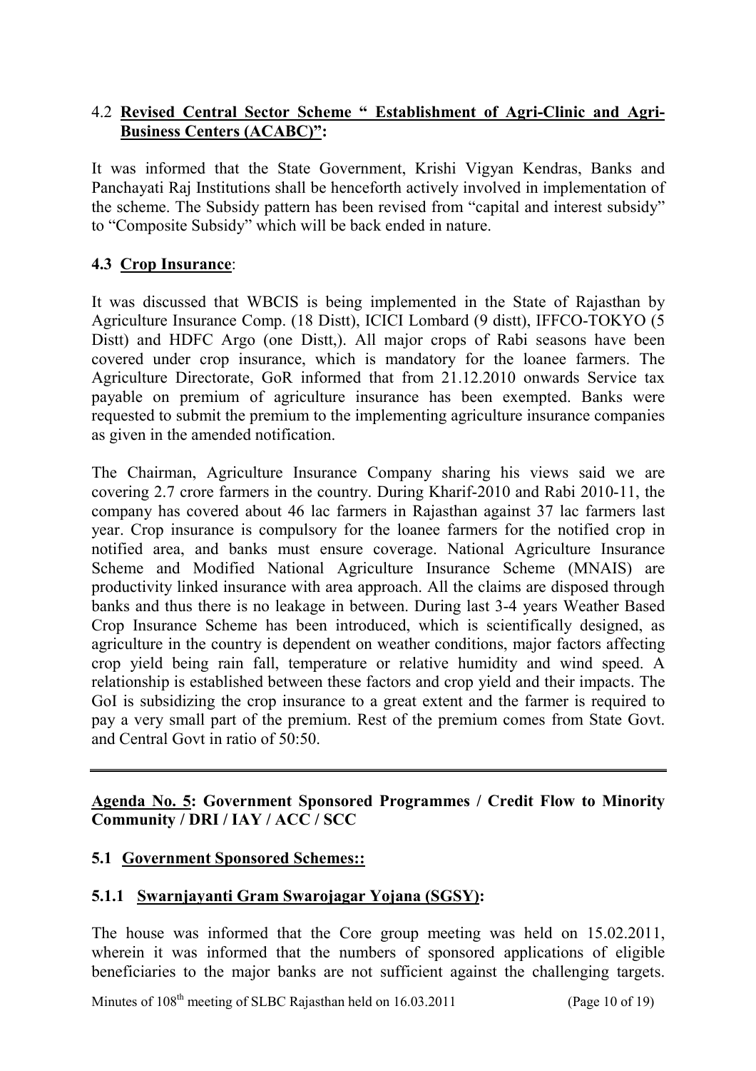### 4.2 **Revised Central Sector Scheme " Establishment of Agri-Clinic and Agri-Business Centers (ACABC)":**

It was informed that the State Government, Krishi Vigyan Kendras, Banks and Panchayati Raj Institutions shall be henceforth actively involved in implementation of the scheme. The Subsidy pattern has been revised from "capital and interest subsidy" to "Composite Subsidy" which will be back ended in nature.

### **4.3 Crop Insurance**:

It was discussed that WBCIS is being implemented in the State of Rajasthan by Agriculture Insurance Comp. (18 Distt), ICICI Lombard (9 distt), IFFCO-TOKYO (5 Distt) and HDFC Argo (one Distt,). All major crops of Rabi seasons have been covered under crop insurance, which is mandatory for the loanee farmers. The Agriculture Directorate, GoR informed that from 21.12.2010 onwards Service tax payable on premium of agriculture insurance has been exempted. Banks were requested to submit the premium to the implementing agriculture insurance companies as given in the amended notification.

The Chairman, Agriculture Insurance Company sharing his views said we are covering 2.7 crore farmers in the country. During Kharif-2010 and Rabi 2010-11, the company has covered about 46 lac farmers in Rajasthan against 37 lac farmers last year. Crop insurance is compulsory for the loanee farmers for the notified crop in notified area, and banks must ensure coverage. National Agriculture Insurance Scheme and Modified National Agriculture Insurance Scheme (MNAIS) are productivity linked insurance with area approach. All the claims are disposed through banks and thus there is no leakage in between. During last 3-4 years Weather Based Crop Insurance Scheme has been introduced, which is scientifically designed, as agriculture in the country is dependent on weather conditions, major factors affecting crop yield being rain fall, temperature or relative humidity and wind speed. A relationship is established between these factors and crop yield and their impacts. The GoI is subsidizing the crop insurance to a great extent and the farmer is required to pay a very small part of the premium. Rest of the premium comes from State Govt. and Central Govt in ratio of 50:50.

---

## **Agenda No. 5: Government Sponsored Programmes / Credit Flow to Minority Community / DRI / IAY / ACC / SCC**

### **5.1 Government Sponsored Schemes::**

#### **5.1.1 Swarnjayanti Gram Swarojagar Yojana (SGSY):**

The house was informed that the Core group meeting was held on 15.02.2011, wherein it was informed that the numbers of sponsored applications of eligible beneficiaries to the major banks are not sufficient against the challenging targets.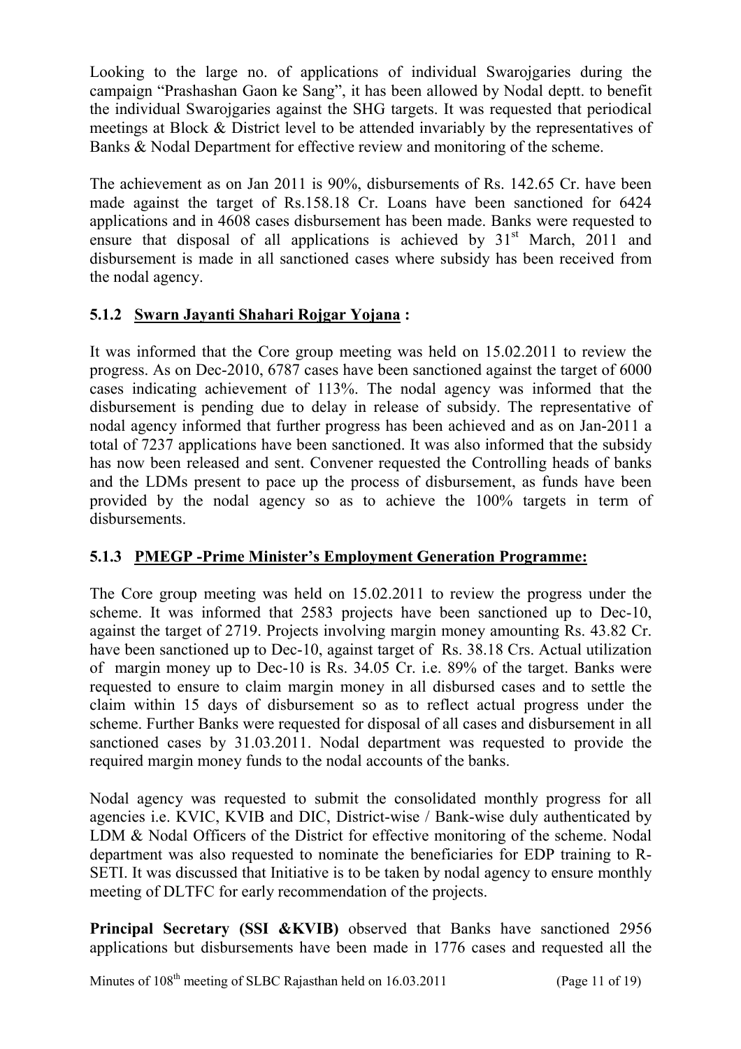Looking to the large no. of applications of individual Swarojgaries during the campaign “Prashashan Gaon ke Sang”, it has been allowed by Nodal deptt. to benefit the individual Swarojgaries against the SHG targets. It was requested that periodical meetings at Block & District level to be attended invariably by the representatives of Banks & Nodal Department for effective review and monitoring of the scheme.

The achievement as on Jan 2011 is 90%, disbursements of Rs. 142.65 Cr. have been made against the target of Rs.158.18 Cr. Loans have been sanctioned for 6424 applications and in 4608 cases disbursement has been made. Banks were requested to ensure that disposal of all applications is achieved by 31st March, 2011 and disbursement is made in all sanctioned cases where subsidy has been received from the nodal agency.

### 5.1.2 Swarn Jayanti Shahari Rojgar Yojana :

It was informed that the Core group meeting was held on 15.02.2011 to review the progress. As on Dec-2010, 6787 cases have been sanctioned against the target of 6000 cases indicating achievement of 113%. The nodal agency was informed that the disbursement is pending due to delay in release of subsidy. The representative of nodal agency informed that further progress has been achieved and as on Jan-2011 a total of 7237 applications have been sanctioned. It was also informed that the subsidy has now been released and sent. Convener requested the Controlling heads of banks and the LDMs present to pace up the process of disbursement, as funds have been provided by the nodal agency so as to achieve the 100% targets in term of disbursements.

### 5.1.3 PMEGP -Prime Minister’s Employment Generation Programme:

The Core group meeting was held on 15.02.2011 to review the progress under the scheme. It was informed that 2583 projects have been sanctioned up to Dec-10, against the target of 2719. Projects involving margin money amounting Rs. 43.82 Cr. have been sanctioned up to Dec-10, against target of Rs. 38.18 Crs. Actual utilization of margin money up to Dec-10 is Rs. 34.05 Cr. i.e. 89% of the target. Banks were requested to ensure to claim margin money in all disbursed cases and to settle the claim within 15 days of disbursement so as to reflect actual progress under the scheme. Further Banks were requested for disposal of all cases and disbursement in all sanctioned cases by 31.03.2011. Nodal department was requested to provide the required margin money funds to the nodal accounts of the banks.

Nodal agency was requested to submit the consolidated monthly progress for all agencies i.e. KVIC, KVIB and DIC, District-wise / Bank-wise duly authenticated by LDM & Nodal Officers of the District for effective monitoring of the scheme. Nodal department was also requested to nominate the beneficiaries for EDP training to R-SETI. It was discussed that Initiative is to be taken by nodal agency to ensure monthly meeting of DLTFC for early recommendation of the projects.

**Principal Secretary (SSI &KVIB)** observed that Banks have sanctioned 2956 applications but disbursements have been made in 1776 cases and requested all the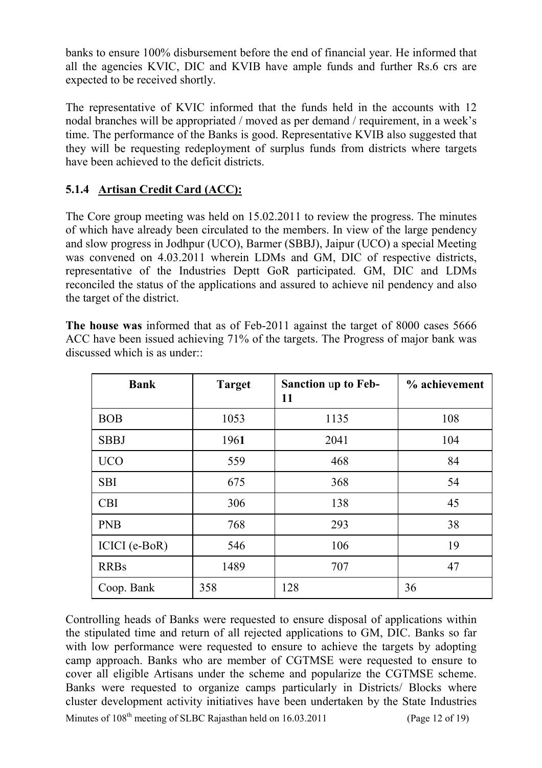banks to ensure 100% disbursement before the end of financial year. He informed that all the agencies KVIC, DIC and KVIB have ample funds and further Rs.6 crs are expected to be received shortly.

The representative of KVIC informed that the funds held in the accounts with 12 nodal branches will be appropriated / moved as per demand / requirement, in a week's time. The performance of the Banks is good. Representative KVIB also suggested that they will be requesting redeployment of surplus funds from districts where targets have been achieved to the deficit districts.

### 5.1.4 Artisan Credit Card (ACC):

The Core group meeting was held on 15.02.2011 to review the progress. The minutes of which have already been circulated to the members. In view of the large pendency and slow progress in Jodhpur (UCO), Barmer (SBBJ), Jaipur (UCO) a special Meeting was convened on 4.03.2011 wherein LDMs and GM, DIC of respective districts, representative of the Industries Deptt GoR participated. GM, DIC and LDMs reconciled the status of the applications and assured to achieve nil pendency and also the target of the district.

**The house was** informed that as of Feb-2011 against the target of 8000 cases 5666 ACC have been issued achieving 71% of the targets. The Progress of major bank was discussed which is as under::

| Bank | Target | Sanction up to Feb-11 | % achievement |
|---|---|---|---|
| BOB | 1053 | 1135 | 108 |
| SBBJ | 1961 | 2041 | 104 |
| UCO | 559 | 468 | 84 |
| SBI | 675 | 368 | 54 |
| CBI | 306 | 138 | 45 |
| PNB | 768 | 293 | 38 |
| ICICI (e-BoR) | 546 | 106 | 19 |
| RRBs | 1489 | 707 | 47 |
| Coop. Bank | 358 | 128 | 36 |

Controlling heads of Banks were requested to ensure disposal of applications within the stipulated time and return of all rejected applications to GM, DIC. Banks so far with low performance were requested to ensure to achieve the targets by adopting camp approach. Banks who are member of CGTMSE were requested to ensure to cover all eligible Artisans under the scheme and popularize the CGTMSE scheme. Banks were requested to organize camps particularly in Districts/ Blocks where cluster development activity initiatives have been undertaken by the State Industries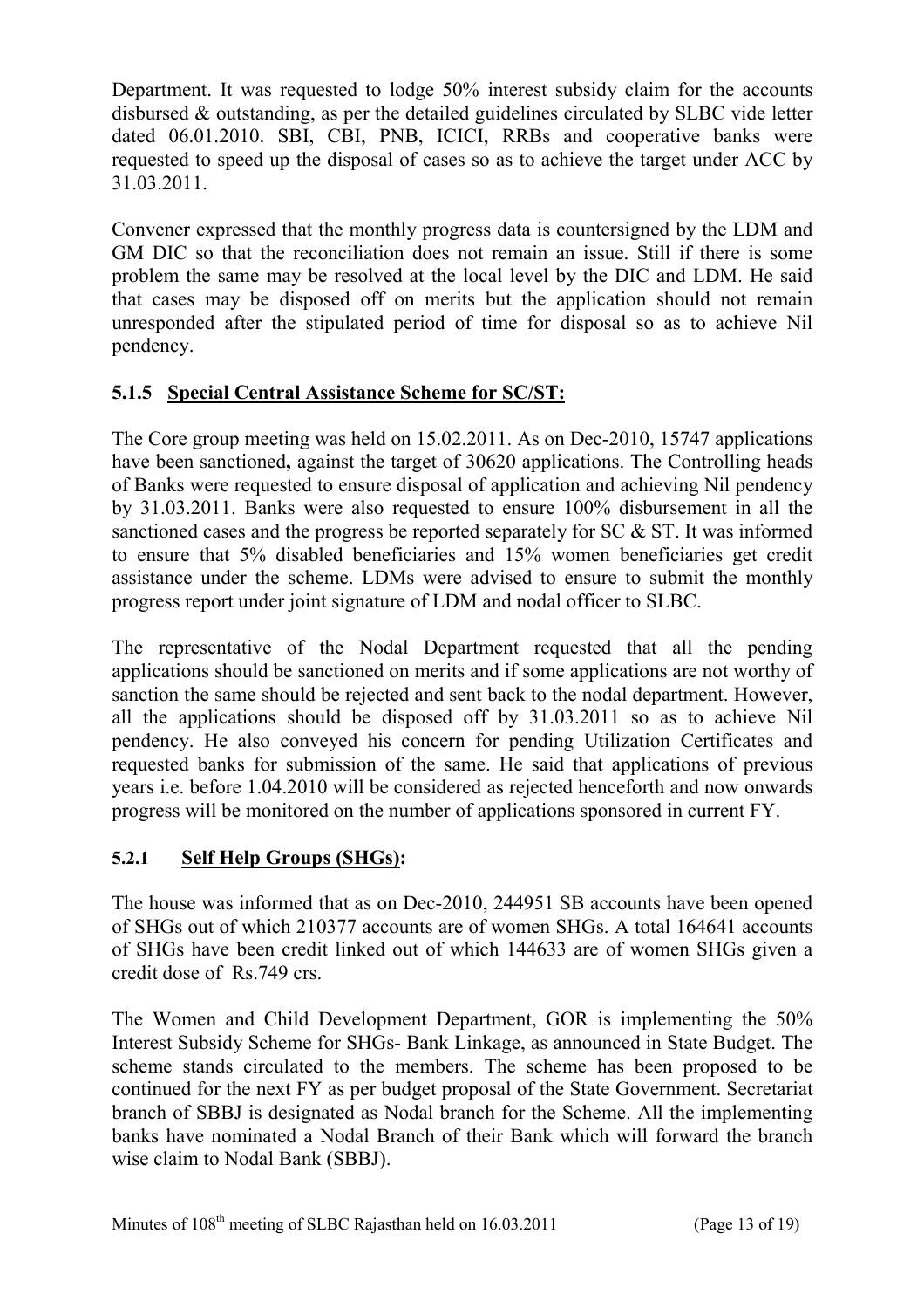Department. It was requested to lodge 50% interest subsidy claim for the accounts disbursed & outstanding, as per the detailed guidelines circulated by SLBC vide letter dated 06.01.2010. SBI, CBI, PNB, ICICI, RRBs and cooperative banks were requested to speed up the disposal of cases so as to achieve the target under ACC by 31.03.2011.

Convener expressed that the monthly progress data is countersigned by the LDM and GM DIC so that the reconciliation does not remain an issue. Still if there is some problem the same may be resolved at the local level by the DIC and LDM. He said that cases may be disposed off on merits but the application should not remain unresponded after the stipulated period of time for disposal so as to achieve Nil pendency.

### 5.1.5 Special Central Assistance Scheme for SC/ST:

The Core group meeting was held on 15.02.2011. As on Dec-2010, 15747 applications have been sanctioned**,** against the target of 30620 applications. The Controlling heads of Banks were requested to ensure disposal of application and achieving Nil pendency by 31.03.2011. Banks were also requested to ensure 100% disbursement in all the sanctioned cases and the progress be reported separately for SC & ST. It was informed to ensure that 5% disabled beneficiaries and 15% women beneficiaries get credit assistance under the scheme. LDMs were advised to ensure to submit the monthly progress report under joint signature of LDM and nodal officer to SLBC.

The representative of the Nodal Department requested that all the pending applications should be sanctioned on merits and if some applications are not worthy of sanction the same should be rejected and sent back to the nodal department. However, all the applications should be disposed off by 31.03.2011 so as to achieve Nil pendency. He also conveyed his concern for pending Utilization Certificates and requested banks for submission of the same. He said that applications of previous years i.e. before 1.04.2010 will be considered as rejected henceforth and now onwards progress will be monitored on the number of applications sponsored in current FY.

### 5.2.1 Self Help Groups (SHGs):

The house was informed that as on Dec-2010, 244951 SB accounts have been opened of SHGs out of which 210377 accounts are of women SHGs. A total 164641 accounts of SHGs have been credit linked out of which 144633 are of women SHGs given a credit dose of Rs.749 crs.

The Women and Child Development Department, GOR is implementing the 50% Interest Subsidy Scheme for SHGs- Bank Linkage, as announced in State Budget. The scheme stands circulated to the members. The scheme has been proposed to be continued for the next FY as per budget proposal of the State Government. Secretariat branch of SBBJ is designated as Nodal branch for the Scheme. All the implementing banks have nominated a Nodal Branch of their Bank which will forward the branch wise claim to Nodal Bank (SBBJ).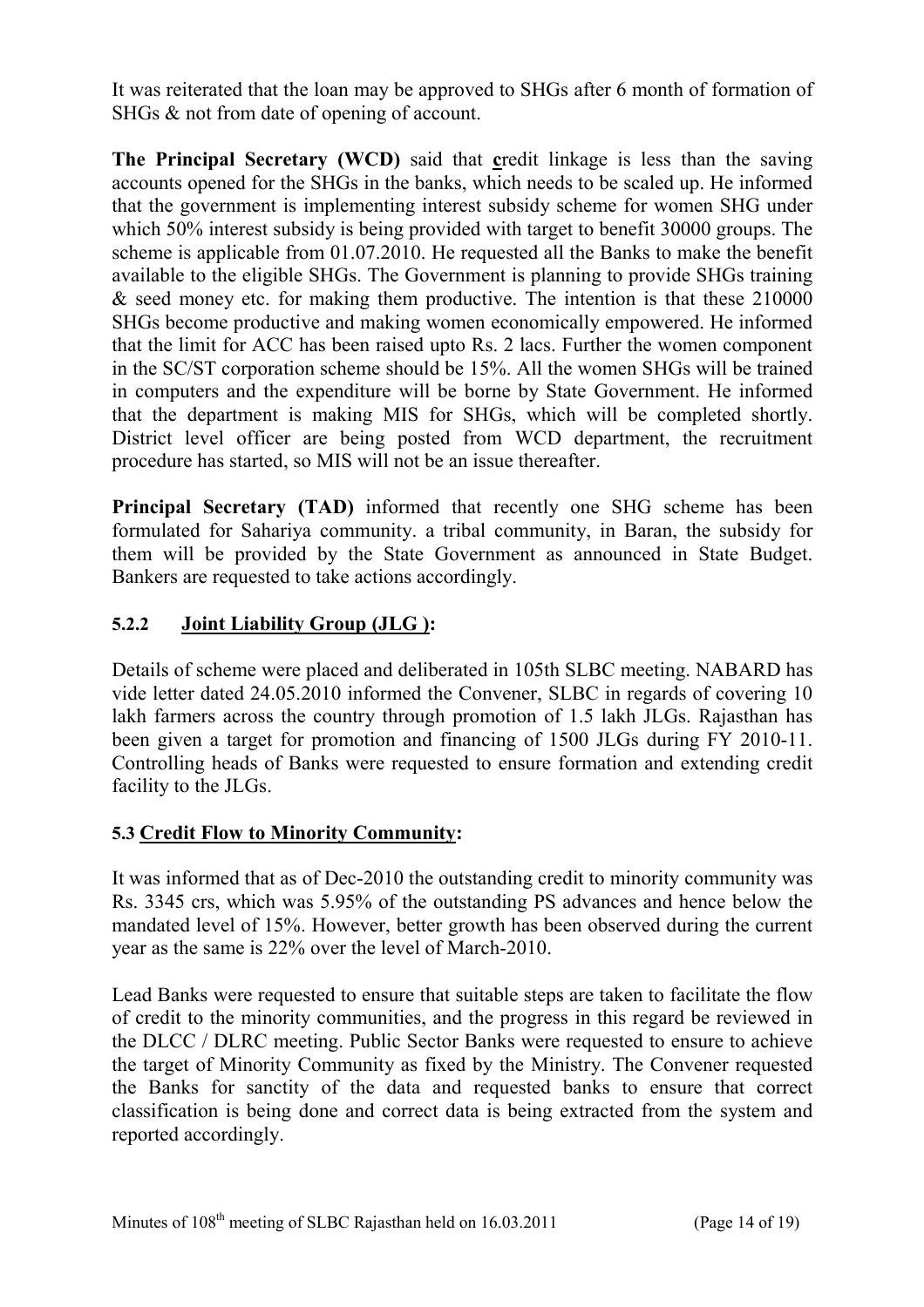It was reiterated that the loan may be approved to SHGs after 6 month of formation of SHGs & not from date of opening of account.

**The Principal Secretary (WCD)** said that **c**redit linkage is less than the saving accounts opened for the SHGs in the banks, which needs to be scaled up. He informed that the government is implementing interest subsidy scheme for women SHG under which 50% interest subsidy is being provided with target to benefit 30000 groups. The scheme is applicable from 01.07.2010. He requested all the Banks to make the benefit available to the eligible SHGs. The Government is planning to provide SHGs training & seed money etc. for making them productive. The intention is that these 210000 SHGs become productive and making women economically empowered. He informed that the limit for ACC has been raised upto Rs. 2 lacs. Further the women component in the SC/ST corporation scheme should be 15%. All the women SHGs will be trained in computers and the expenditure will be borne by State Government. He informed that the department is making MIS for SHGs, which will be completed shortly. District level officer are being posted from WCD department, the recruitment procedure has started, so MIS will not be an issue thereafter.

**Principal Secretary (TAD)** informed that recently one SHG scheme has been formulated for Sahariya community. a tribal community, in Baran, the subsidy for them will be provided by the State Government as announced in State Budget. Bankers are requested to take actions accordingly.

### 5.2.2 Joint Liability Group (JLG ):

Details of scheme were placed and deliberated in 105th SLBC meeting. NABARD has vide letter dated 24.05.2010 informed the Convener, SLBC in regards of covering 10 lakh farmers across the country through promotion of 1.5 lakh JLGs. Rajasthan has been given a target for promotion and financing of 1500 JLGs during FY 2010-11. Controlling heads of Banks were requested to ensure formation and extending credit facility to the JLGs.

### 5.3 Credit Flow to Minority Community:

It was informed that as of Dec-2010 the outstanding credit to minority community was Rs. 3345 crs, which was 5.95% of the outstanding PS advances and hence below the mandated level of 15%. However, better growth has been observed during the current year as the same is 22% over the level of March-2010.

Lead Banks were requested to ensure that suitable steps are taken to facilitate the flow of credit to the minority communities, and the progress in this regard be reviewed in the DLCC / DLRC meeting. Public Sector Banks were requested to ensure to achieve the target of Minority Community as fixed by the Ministry. The Convener requested the Banks for sanctity of the data and requested banks to ensure that correct classification is being done and correct data is being extracted from the system and reported accordingly.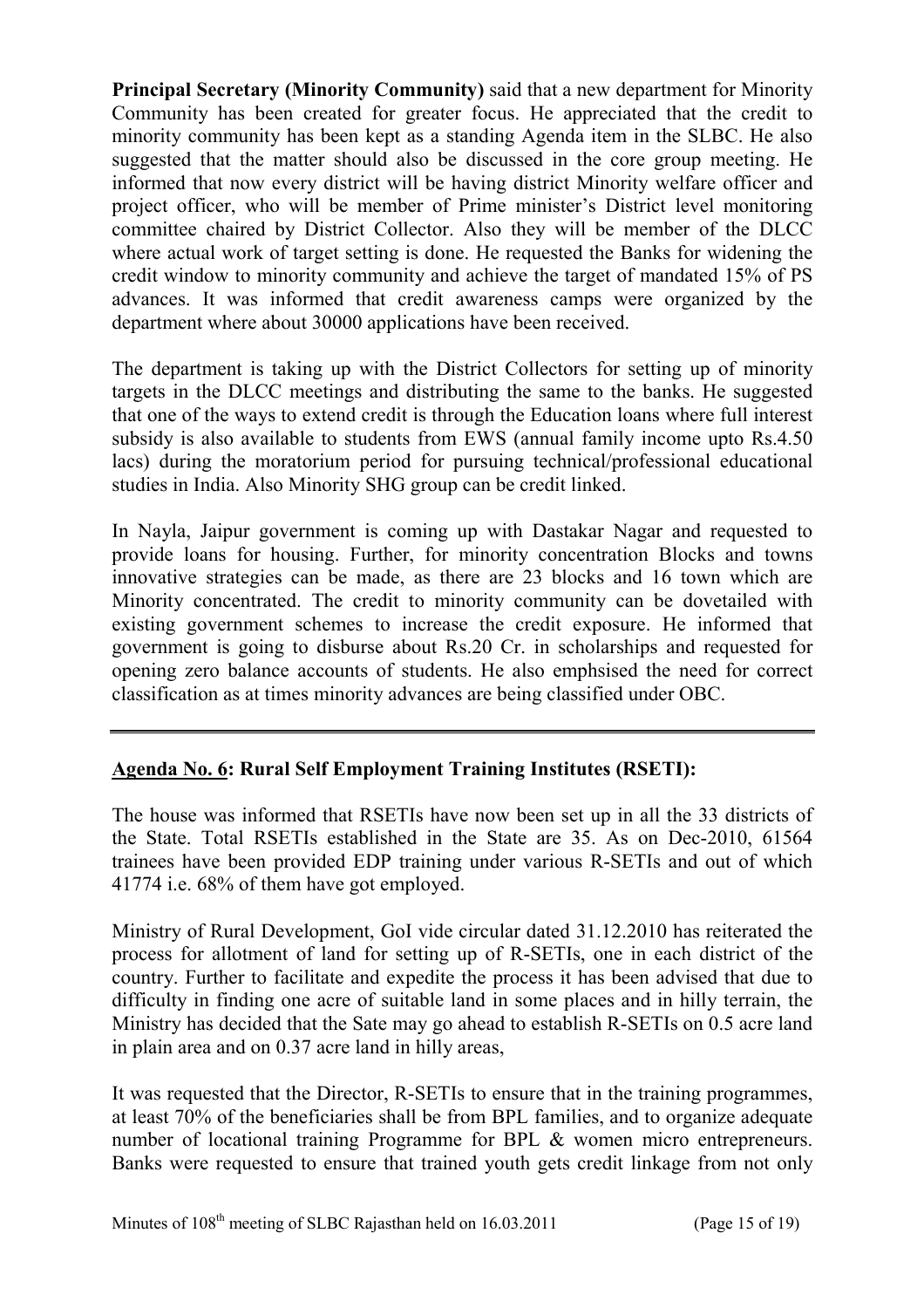**Principal Secretary (Minority Community)** said that a new department for Minority Community has been created for greater focus. He appreciated that the credit to minority community has been kept as a standing Agenda item in the SLBC. He also suggested that the matter should also be discussed in the core group meeting. He informed that now every district will be having district Minority welfare officer and project officer, who will be member of Prime minister's District level monitoring committee chaired by District Collector. Also they will be member of the DLCC where actual work of target setting is done. He requested the Banks for widening the credit window to minority community and achieve the target of mandated 15% of PS advances. It was informed that credit awareness camps were organized by the department where about 30000 applications have been received.

The department is taking up with the District Collectors for setting up of minority targets in the DLCC meetings and distributing the same to the banks. He suggested that one of the ways to extend credit is through the Education loans where full interest subsidy is also available to students from EWS (annual family income upto Rs.4.50 lacs) during the moratorium period for pursuing technical/professional educational studies in India. Also Minority SHG group can be credit linked.

In Nayla, Jaipur government is coming up with Dastakar Nagar and requested to provide loans for housing. Further, for minority concentration Blocks and towns innovative strategies can be made, as there are 23 blocks and 16 town which are Minority concentrated. The credit to minority community can be dovetailed with existing government schemes to increase the credit exposure. He informed that government is going to disburse about Rs.20 Cr. in scholarships and requested for opening zero balance accounts of students. He also emphsised the need for correct classification as at times minority advances are being classified under OBC.

---

**Agenda No. 6: Rural Self Employment Training Institutes (RSETI):**

The house was informed that RSETIs have now been set up in all the 33 districts of the State. Total RSETIs established in the State are 35. As on Dec-2010, 61564 trainees have been provided EDP training under various R-SETIs and out of which 41774 i.e. 68% of them have got employed.

Ministry of Rural Development, GoI vide circular dated 31.12.2010 has reiterated the process for allotment of land for setting up of R-SETIs, one in each district of the country. Further to facilitate and expedite the process it has been advised that due to difficulty in finding one acre of suitable land in some places and in hilly terrain, the Ministry has decided that the Sate may go ahead to establish R-SETIs on 0.5 acre land in plain area and on 0.37 acre land in hilly areas,

It was requested that the Director, R-SETIs to ensure that in the training programmes, at least 70% of the beneficiaries shall be from BPL families, and to organize adequate number of locational training Programme for BPL & women micro entrepreneurs. Banks were requested to ensure that trained youth gets credit linkage from not only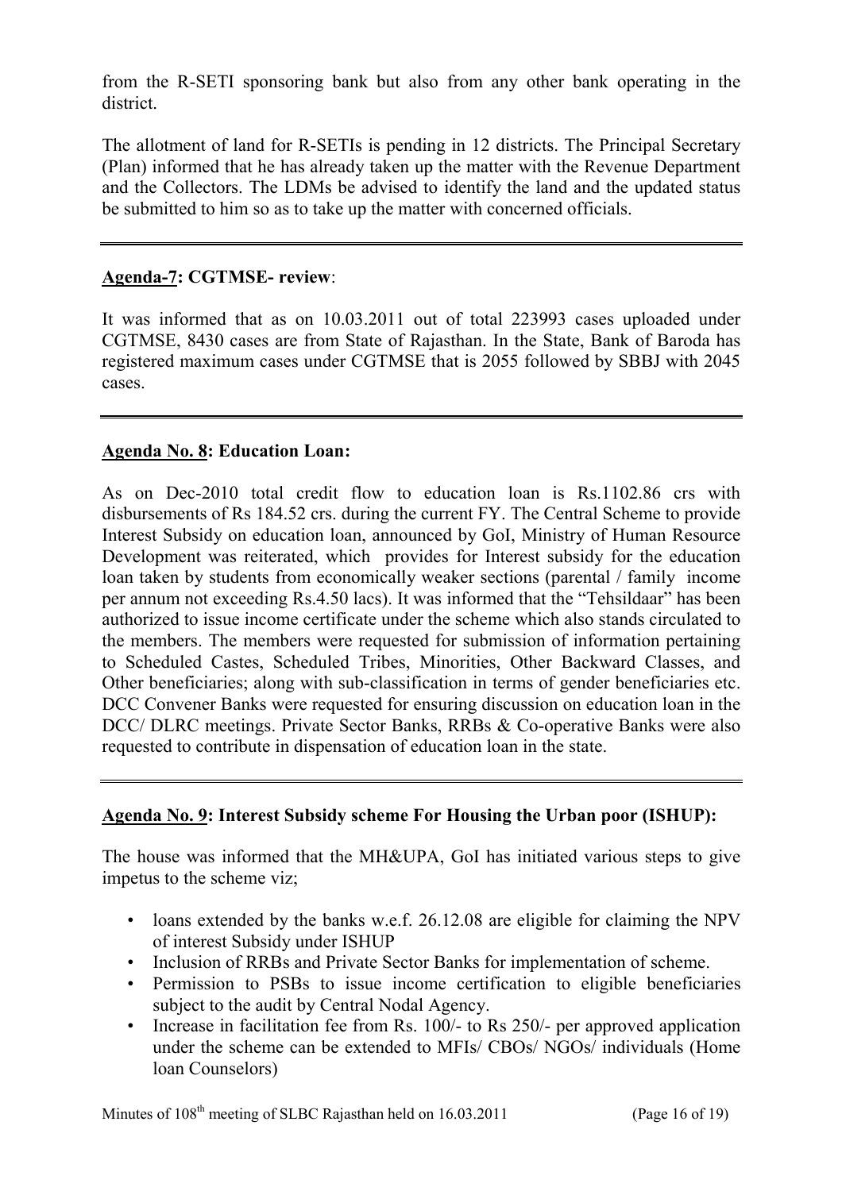from the R-SETI sponsoring bank but also from any other bank operating in the district.

The allotment of land for R-SETIs is pending in 12 districts. The Principal Secretary (Plan) informed that he has already taken up the matter with the Revenue Department and the Collectors. The LDMs be advised to identify the land and the updated status be submitted to him so as to take up the matter with concerned officials.

---

**Agenda-7: CGTMSE- review**:

It was informed that as on 10.03.2011 out of total 223993 cases uploaded under CGTMSE, 8430 cases are from State of Rajasthan. In the State, Bank of Baroda has registered maximum cases under CGTMSE that is 2055 followed by SBBJ with 2045 cases.

---

**Agenda No. 8: Education Loan:**

As on Dec-2010 total credit flow to education loan is Rs.1102.86 crs with disbursements of Rs 184.52 crs. during the current FY. The Central Scheme to provide Interest Subsidy on education loan, announced by GoI, Ministry of Human Resource Development was reiterated, which provides for Interest subsidy for the education loan taken by students from economically weaker sections (parental / family income per annum not exceeding Rs.4.50 lacs). It was informed that the "Tehsildaar" has been authorized to issue income certificate under the scheme which also stands circulated to the members. The members were requested for submission of information pertaining to Scheduled Castes, Scheduled Tribes, Minorities, Other Backward Classes, and Other beneficiaries; along with sub-classification in terms of gender beneficiaries etc. DCC Convener Banks were requested for ensuring discussion on education loan in the DCC/ DLRC meetings. Private Sector Banks, RRBs & Co-operative Banks were also requested to contribute in dispensation of education loan in the state.

---

**Agenda No. 9: Interest Subsidy scheme For Housing the Urban poor (ISHUP):**

The house was informed that the MH&UPA, GoI has initiated various steps to give impetus to the scheme viz;

- loans extended by the banks w.e.f. 26.12.08 are eligible for claiming the NPV of interest Subsidy under ISHUP
- Inclusion of RRBs and Private Sector Banks for implementation of scheme.
- Permission to PSBs to issue income certification to eligible beneficiaries subject to the audit by Central Nodal Agency.
- Increase in facilitation fee from Rs. 100/- to Rs 250/- per approved application under the scheme can be extended to MFIs/ CBOs/ NGOs/ individuals (Home loan Counselors)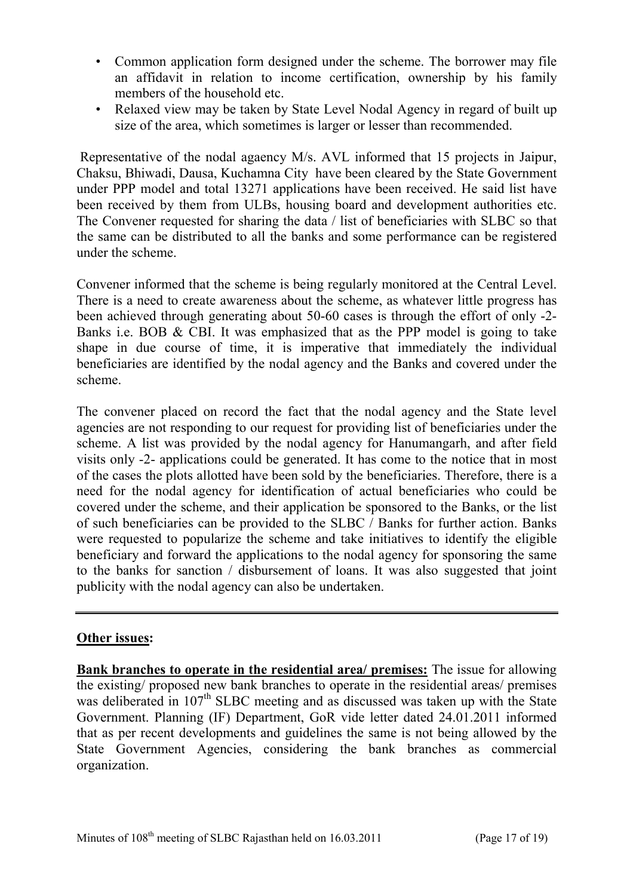- Common application form designed under the scheme. The borrower may file an affidavit in relation to income certification, ownership by his family members of the household etc.
- Relaxed view may be taken by State Level Nodal Agency in regard of built up size of the area, which sometimes is larger or lesser than recommended.

Representative of the nodal agaency M/s. AVL informed that 15 projects in Jaipur, Chaksu, Bhiwadi, Dausa, Kuchamna City have been cleared by the State Government under PPP model and total 13271 applications have been received. He said list have been received by them from ULBs, housing board and development authorities etc. The Convener requested for sharing the data / list of beneficiaries with SLBC so that the same can be distributed to all the banks and some performance can be registered under the scheme.

Convener informed that the scheme is being regularly monitored at the Central Level. There is a need to create awareness about the scheme, as whatever little progress has been achieved through generating about 50-60 cases is through the effort of only -2- Banks i.e. BOB & CBI. It was emphasized that as the PPP model is going to take shape in due course of time, it is imperative that immediately the individual beneficiaries are identified by the nodal agency and the Banks and covered under the scheme.

The convener placed on record the fact that the nodal agency and the State level agencies are not responding to our request for providing list of beneficiaries under the scheme. A list was provided by the nodal agency for Hanumangarh, and after field visits only -2- applications could be generated. It has come to the notice that in most of the cases the plots allotted have been sold by the beneficiaries. Therefore, there is a need for the nodal agency for identification of actual beneficiaries who could be covered under the scheme, and their application be sponsored to the Banks, or the list of such beneficiaries can be provided to the SLBC / Banks for further action. Banks were requested to popularize the scheme and take initiatives to identify the eligible beneficiary and forward the applications to the nodal agency for sponsoring the same to the banks for sanction / disbursement of loans. It was also suggested that joint publicity with the nodal agency can also be undertaken.

---

**Other issues:**

**Bank branches to operate in the residential area/ premises:** The issue for allowing the existing/ proposed new bank branches to operate in the residential areas/ premises was deliberated in 107th SLBC meeting and as discussed was taken up with the State Government. Planning (IF) Department, GoR vide letter dated 24.01.2011 informed that as per recent developments and guidelines the same is not being allowed by the State Government Agencies, considering the bank branches as commercial organization.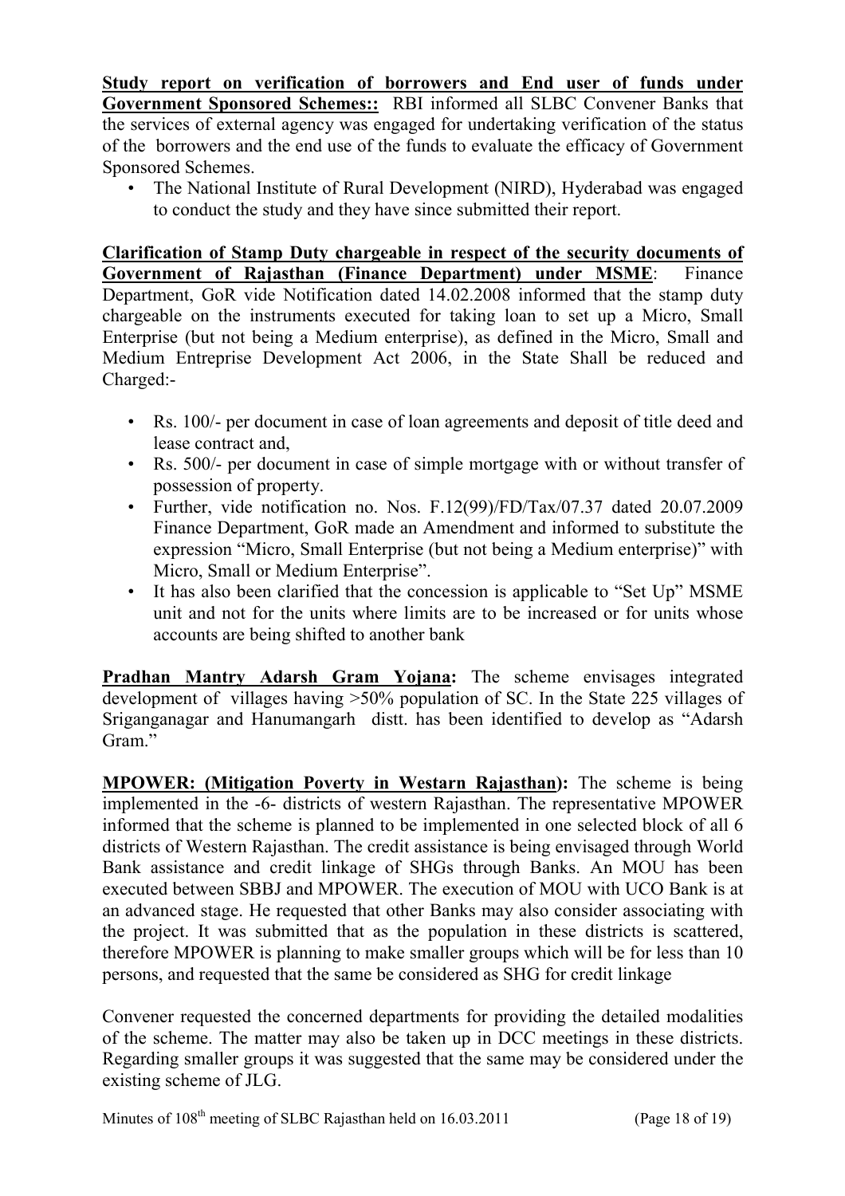**Study report on verification of borrowers and End user of funds under Government Sponsored Schemes::** RBI informed all SLBC Convener Banks that the services of external agency was engaged for undertaking verification of the status of the borrowers and the end use of the funds to evaluate the efficacy of Government Sponsored Schemes.

- The National Institute of Rural Development (NIRD), Hyderabad was engaged to conduct the study and they have since submitted their report.

**Clarification of Stamp Duty chargeable in respect of the security documents of Government of Rajasthan (Finance Department) under MSME**: Finance Department, GoR vide Notification dated 14.02.2008 informed that the stamp duty chargeable on the instruments executed for taking loan to set up a Micro, Small Enterprise (but not being a Medium enterprise), as defined in the Micro, Small and Medium Entreprise Development Act 2006, in the State Shall be reduced and Charged:-

- Rs. 100/- per document in case of loan agreements and deposit of title deed and lease contract and,
- Rs. 500/- per document in case of simple mortgage with or without transfer of possession of property.
- Further, vide notification no. Nos. F.12(99)/FD/Tax/07.37 dated 20.07.2009 Finance Department, GoR made an Amendment and informed to substitute the expression "Micro, Small Enterprise (but not being a Medium enterprise)" with Micro, Small or Medium Enterprise".
- It has also been clarified that the concession is applicable to "Set Up" MSME unit and not for the units where limits are to be increased or for units whose accounts are being shifted to another bank

**Pradhan Mantry Adarsh Gram Yojana:** The scheme envisages integrated development of villages having >50% population of SC. In the State 225 villages of Sriganganagar and Hanumangarh distt. has been identified to develop as "Adarsh Gram."

**MPOWER: (Mitigation Poverty in Westarn Rajasthan):** The scheme is being implemented in the -6- districts of western Rajasthan. The representative MPOWER informed that the scheme is planned to be implemented in one selected block of all 6 districts of Western Rajasthan. The credit assistance is being envisaged through World Bank assistance and credit linkage of SHGs through Banks. An MOU has been executed between SBBJ and MPOWER. The execution of MOU with UCO Bank is at an advanced stage. He requested that other Banks may also consider associating with the project. It was submitted that as the population in these districts is scattered, therefore MPOWER is planning to make smaller groups which will be for less than 10 persons, and requested that the same be considered as SHG for credit linkage

Convener requested the concerned departments for providing the detailed modalities of the scheme. The matter may also be taken up in DCC meetings in these districts. Regarding smaller groups it was suggested that the same may be considered under the existing scheme of JLG.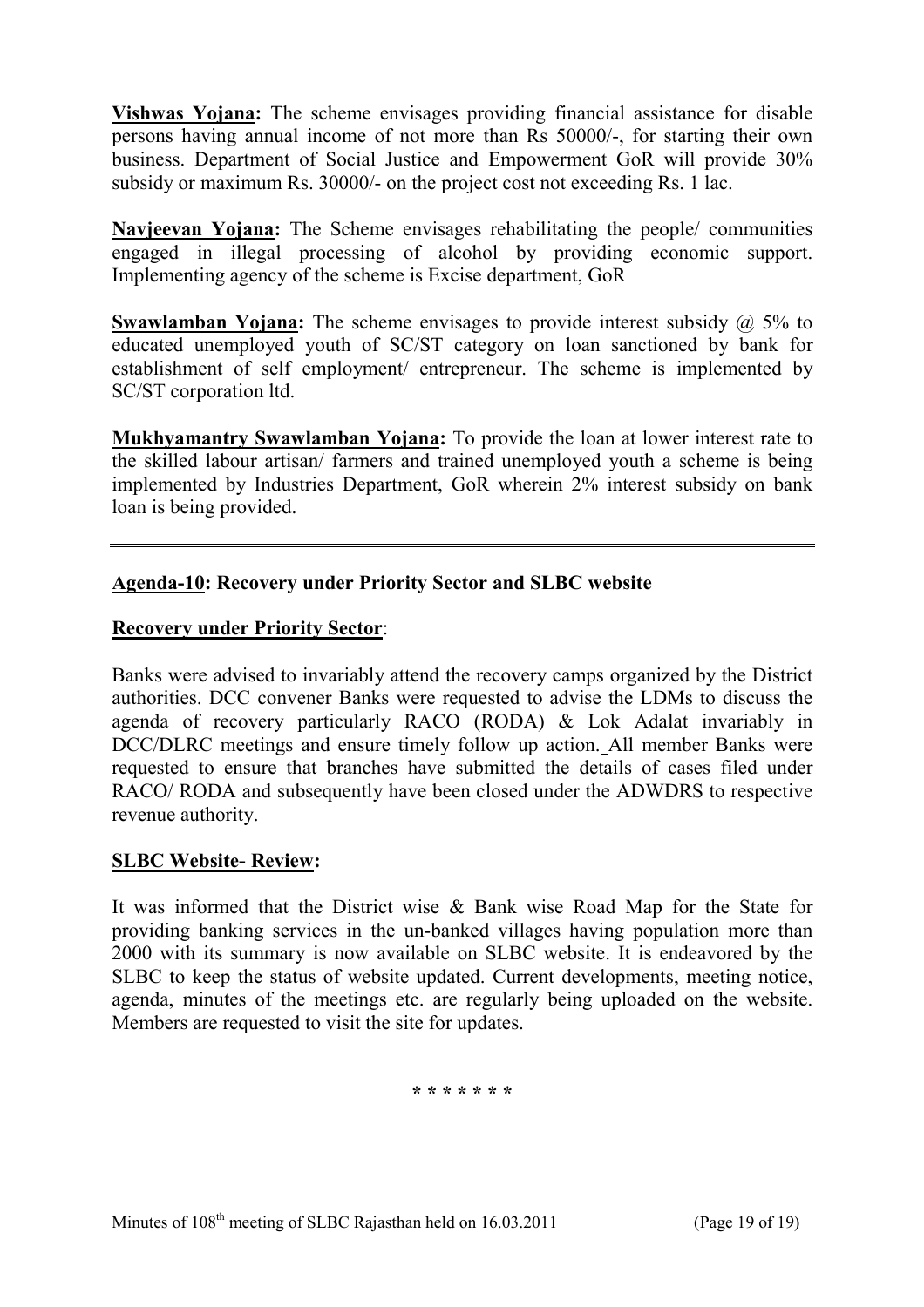**Vishwas Yojana:** The scheme envisages providing financial assistance for disable persons having annual income of not more than Rs 50000/-, for starting their own business. Department of Social Justice and Empowerment GoR will provide 30% subsidy or maximum Rs. 30000/- on the project cost not exceeding Rs. 1 lac.

**Navjeevan Yojana:** The Scheme envisages rehabilitating the people/ communities engaged in illegal processing of alcohol by providing economic support. Implementing agency of the scheme is Excise department, GoR

**Swawlamban Yojana:** The scheme envisages to provide interest subsidy @ 5% to educated unemployed youth of SC/ST category on loan sanctioned by bank for establishment of self employment/ entrepreneur. The scheme is implemented by SC/ST corporation ltd.

**Mukhyamantry Swawlamban Yojana:** To provide the loan at lower interest rate to the skilled labour artisan/ farmers and trained unemployed youth a scheme is being implemented by Industries Department, GoR wherein 2% interest subsidy on bank loan is being provided.

---

## Agenda-10: Recovery under Priority Sector and SLBC website

### Recovery under Priority Sector:

Banks were advised to invariably attend the recovery camps organized by the District authorities. DCC convener Banks were requested to advise the LDMs to discuss the agenda of recovery particularly RACO (RODA) & Lok Adalat invariably in DCC/DLRC meetings and ensure timely follow up action. All member Banks were requested to ensure that branches have submitted the details of cases filed under RACO/ RODA and subsequently have been closed under the ADWDRS to respective revenue authority.

### SLBC Website- Review:

It was informed that the District wise & Bank wise Road Map for the State for providing banking services in the un-banked villages having population more than 2000 with its summary is now available on SLBC website. It is endeavored by the SLBC to keep the status of website updated. Current developments, meeting notice, agenda, minutes of the meetings etc. are regularly being uploaded on the website. Members are requested to visit the site for updates.

\* \* \* \* \* \* \*